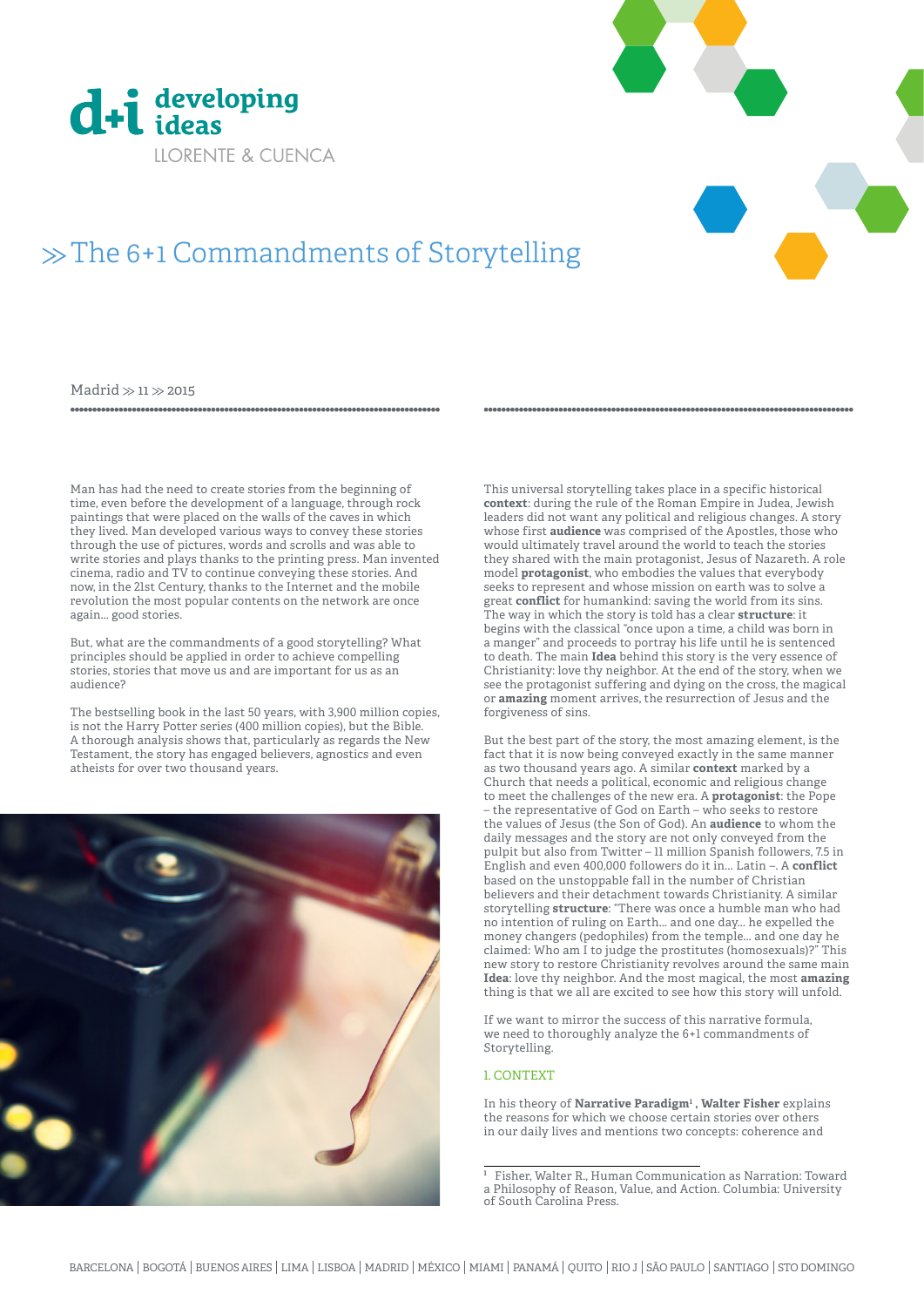d+i developing ideas

LLORENTE & CUENCA

# ≫ The 6+1 Commandments of Storytelling

Madrid ≫ 11 ≫ 2015

Man has had the need to create stories from the beginning of time, even before the development of a language, through rock paintings that were placed on the walls of the caves in which they lived. Man developed various ways to convey these stories through the use of pictures, words and scrolls and was able to write stories and plays thanks to the printing press. Man invented cinema, radio and TV to continue conveying these stories. And now, in the 21st Century, thanks to the Internet and the mobile revolution the most popular contents on the network are once again... good stories.

But, what are the commandments of a good storytelling? What principles should be applied in order to achieve compelling stories, stories that move us and are important for us as an audience?

The bestselling book in the last 50 years, with 3,900 million copies, is not the Harry Potter series (400 million copies), but the Bible. A thorough analysis shows that, particularly as regards the New Testament, the story has engaged believers, agnostics and even atheists for over two thousand years.

This universal storytelling takes place in a specific historical **context**: during the rule of the Roman Empire in Judea, Jewish leaders did not want any political and religious changes. A story whose first **audience** was comprised of the Apostles, those who would ultimately travel around the world to teach the stories they shared with the main protagonist, Jesus of Nazareth. A role model **protagonist**, who embodies the values that everybody seeks to represent and whose mission on earth was to solve a great **conflict** for humankind: saving the world from its sins. The way in which the story is told has a clear **structure**: it begins with the classical "once upon a time, a child was born in a manger" and proceeds to portray his life until he is sentenced to death. The main **Idea** behind this story is the very essence of Christianity: love thy neighbor. At the end of the story, when we see the protagonist suffering and dying on the cross, the magical or **amazing** moment arrives, the resurrection of Jesus and the forgiveness of sins.

But the best part of the story, the most amazing element, is the fact that it is now being conveyed exactly in the same manner as two thousand years ago. A similar **context** marked by a Church that needs a political, economic and religious change to meet the challenges of the new era. A **protagonist**: the Pope – the representative of God on Earth – who seeks to restore the values of Jesus (the Son of God). An **audience** to whom the daily messages and the story are not only conveyed from the pulpit but also from Twitter – 11 million Spanish followers, 7.5 in English and even 400,000 followers do it in... Latin –. A **conflict** based on the unstoppable fall in the number of Christian believers and their detachment towards Christianity. A similar storytelling **structure**: "There was once a humble man who had no intention of ruling on Earth... and one day... he expelled the money changers (pedophiles) from the temple... and one day he claimed: Who am I to judge the prostitutes (homosexuals)?" This new story to restore Christianity revolves around the same main **Idea**: love thy neighbor. And the most magical, the most **amazing** thing is that we all are excited to see how this story will unfold.

If we want to mirror the success of this narrative formula, we need to thoroughly analyze the 6+1 commandments of Storytelling.

## 1. CONTEXT

In his theory of **Narrative Paradigm**[1] , **Walter Fisher** explains the reasons for which we choose certain stories over others in our daily lives and mentions two concepts: coherence and

[1] Fisher, Walter R., Human Communication as Narration: Toward a Philosophy of Reason, Value, and Action. Columbia: University of South Carolina Press.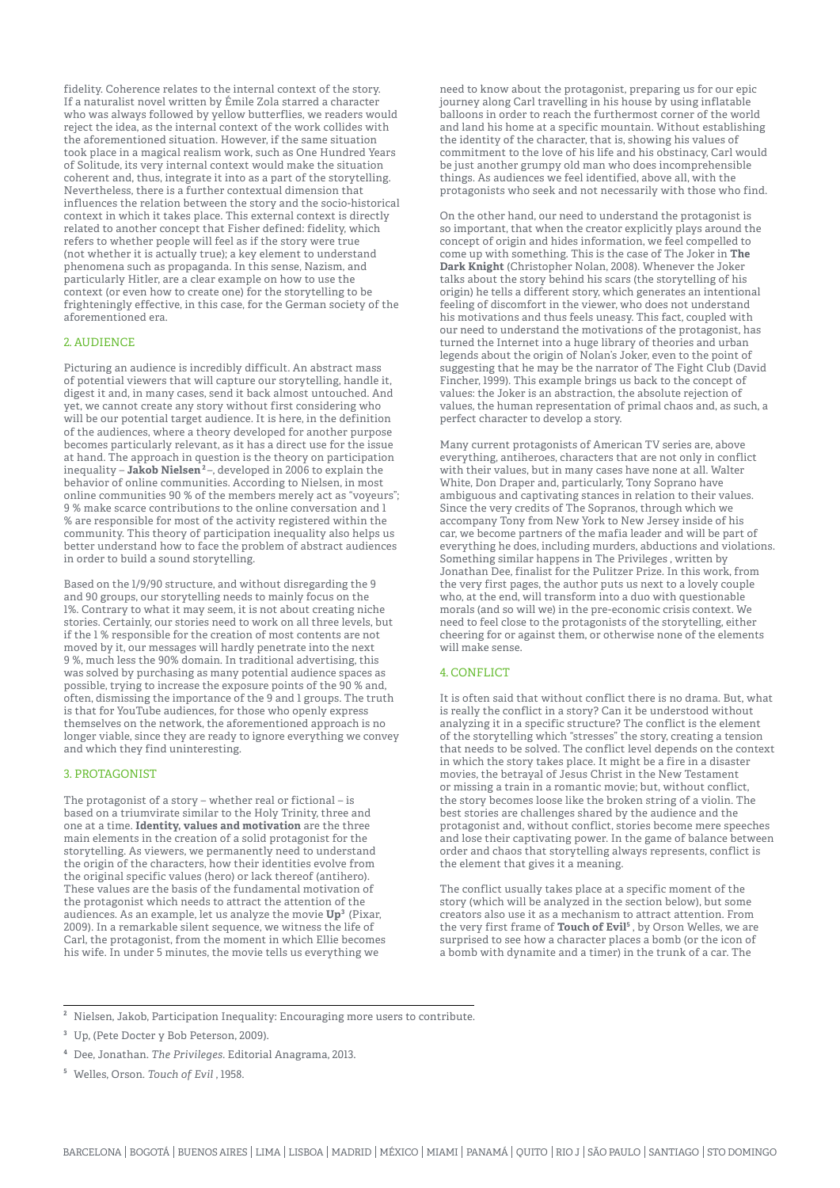fidelity. Coherence relates to the internal context of the story. If a naturalist novel written by Émile Zola starred a character who was always followed by yellow butterflies, we readers would reject the idea, as the internal context of the work collides with the aforementioned situation. However, if the same situation took place in a magical realism work, such as One Hundred Years of Solitude, its very internal context would make the situation coherent and, thus, integrate it into as a part of the storytelling. Nevertheless, there is a further contextual dimension that influences the relation between the story and the socio-historical context in which it takes place. This external context is directly related to another concept that Fisher defined: fidelity, which refers to whether people will feel as if the story were true (not whether it is actually true); a key element to understand phenomena such as propaganda. In this sense, Nazism, and particularly Hitler, are a clear example on how to use the context (or even how to create one) for the storytelling to be frighteningly effective, in this case, for the German society of the aforementioned era.

## 2. AUDIENCE

Picturing an audience is incredibly difficult. An abstract mass of potential viewers that will capture our storytelling, handle it, digest it and, in many cases, send it back almost untouched. And yet, we cannot create any story without first considering who will be our potential target audience. It is here, in the definition of the audiences, where a theory developed for another purpose becomes particularly relevant, as it has a direct use for the issue at hand. The approach in question is the theory on participation inequality – **Jakob Nielsen**[2] –, developed in 2006 to explain the behavior of online communities. According to Nielsen, in most online communities 90 % of the members merely act as "voyeurs"; 9 % make scarce contributions to the online conversation and 1 % are responsible for most of the activity registered within the community. This theory of participation inequality also helps us better understand how to face the problem of abstract audiences in order to build a sound storytelling.

Based on the 1/9/90 structure, and without disregarding the 9 and 90 groups, our storytelling needs to mainly focus on the 1%. Contrary to what it may seem, it is not about creating niche stories. Certainly, our stories need to work on all three levels, but if the 1 % responsible for the creation of most contents are not moved by it, our messages will hardly penetrate into the next 9 %, much less the 90% domain. In traditional advertising, this was solved by purchasing as many potential audience spaces as possible, trying to increase the exposure points of the 90 % and, often, dismissing the importance of the 9 and 1 groups. The truth is that for YouTube audiences, for those who openly express themselves on the network, the aforementioned approach is no longer viable, since they are ready to ignore everything we convey and which they find uninteresting.

## 3. PROTAGONIST

The protagonist of a story – whether real or fictional – is based on a triumvirate similar to the Holy Trinity, three and one at a time. **Identity, values and motivation** are the three main elements in the creation of a solid protagonist for the storytelling. As viewers, we permanently need to understand the origin of the characters, how their identities evolve from the original specific values (hero) or lack thereof (antihero). These values are the basis of the fundamental motivation of the protagonist which needs to attract the attention of the audiences. As an example, let us analyze the movie **Up**[3] (Pixar, 2009). In a remarkable silent sequence, we witness the life of Carl, the protagonist, from the moment in which Ellie becomes his wife. In under 5 minutes, the movie tells us everything we need to know about the protagonist, preparing us for our epic journey along Carl travelling in his house by using inflatable balloons in order to reach the furthermost corner of the world and land his home at a specific mountain. Without establishing the identity of the character, that is, showing his values of commitment to the love of his life and his obstinacy, Carl would be just another grumpy old man who does incomprehensible things. As audiences we feel identified, above all, with the protagonists who seek and not necessarily with those who find.

On the other hand, our need to understand the protagonist is so important, that when the creator explicitly plays around the concept of origin and hides information, we feel compelled to come up with something. This is the case of The Joker in **The Dark Knight** (Christopher Nolan, 2008). Whenever the Joker talks about the story behind his scars (the storytelling of his origin) he tells a different story, which generates an intentional feeling of discomfort in the viewer, who does not understand his motivations and thus feels uneasy. This fact, coupled with our need to understand the motivations of the protagonist, has turned the Internet into a huge library of theories and urban legends about the origin of Nolan's Joker, even to the point of suggesting that he may be the narrator of The Fight Club (David Fincher, 1999). This example brings us back to the concept of values: the Joker is an abstraction, the absolute rejection of values, the human representation of primal chaos and, as such, a perfect character to develop a story.

Many current protagonists of American TV series are, above everything, antiheroes, characters that are not only in conflict with their values, but in many cases have none at all. Walter White, Don Draper and, particularly, Tony Soprano have ambiguous and captivating stances in relation to their values. Since the very credits of The Sopranos, through which we accompany Tony from New York to New Jersey inside of his car, we become partners of the mafia leader and will be part of everything he does, including murders, abductions and violations. Something similar happens in The Privileges , written by Jonathan Dee, finalist for the Pulitzer Prize. In this work, from the very first pages, the author puts us next to a lovely couple who, at the end, will transform into a duo with questionable morals (and so will we) in the pre-economic crisis context. We need to feel close to the protagonists of the storytelling, either cheering for or against them, or otherwise none of the elements will make sense.

## 4. CONFLICT

It is often said that without conflict there is no drama. But, what is really the conflict in a story? Can it be understood without analyzing it in a specific structure? The conflict is the element of the storytelling which "stresses" the story, creating a tension that needs to be solved. The conflict level depends on the context in which the story takes place. It might be a fire in a disaster movies, the betrayal of Jesus Christ in the New Testament or missing a train in a romantic movie; but, without conflict, the story becomes loose like the broken string of a violin. The best stories are challenges shared by the audience and the protagonist and, without conflict, stories become mere speeches and lose their captivating power. In the game of balance between order and chaos that storytelling always represents, conflict is the element that gives it a meaning.

The conflict usually takes place at a specific moment of the story (which will be analyzed in the section below), but some creators also use it as a mechanism to attract attention. From the very first frame of **Touch of Evil**[5] , by Orson Welles, we are surprised to see how a character places a bomb (or the icon of a bomb with dynamite and a timer) in the trunk of a car. The

---

[2] Nielsen, Jakob, Participation Inequality: Encouraging more users to contribute.

[3] Up, (Pete Docter y Bob Peterson, 2009).

[4] Dee, Jonathan. *The Privileges*. Editorial Anagrama, 2013.

[5] Welles, Orson. *Touch of Evil* , 1958.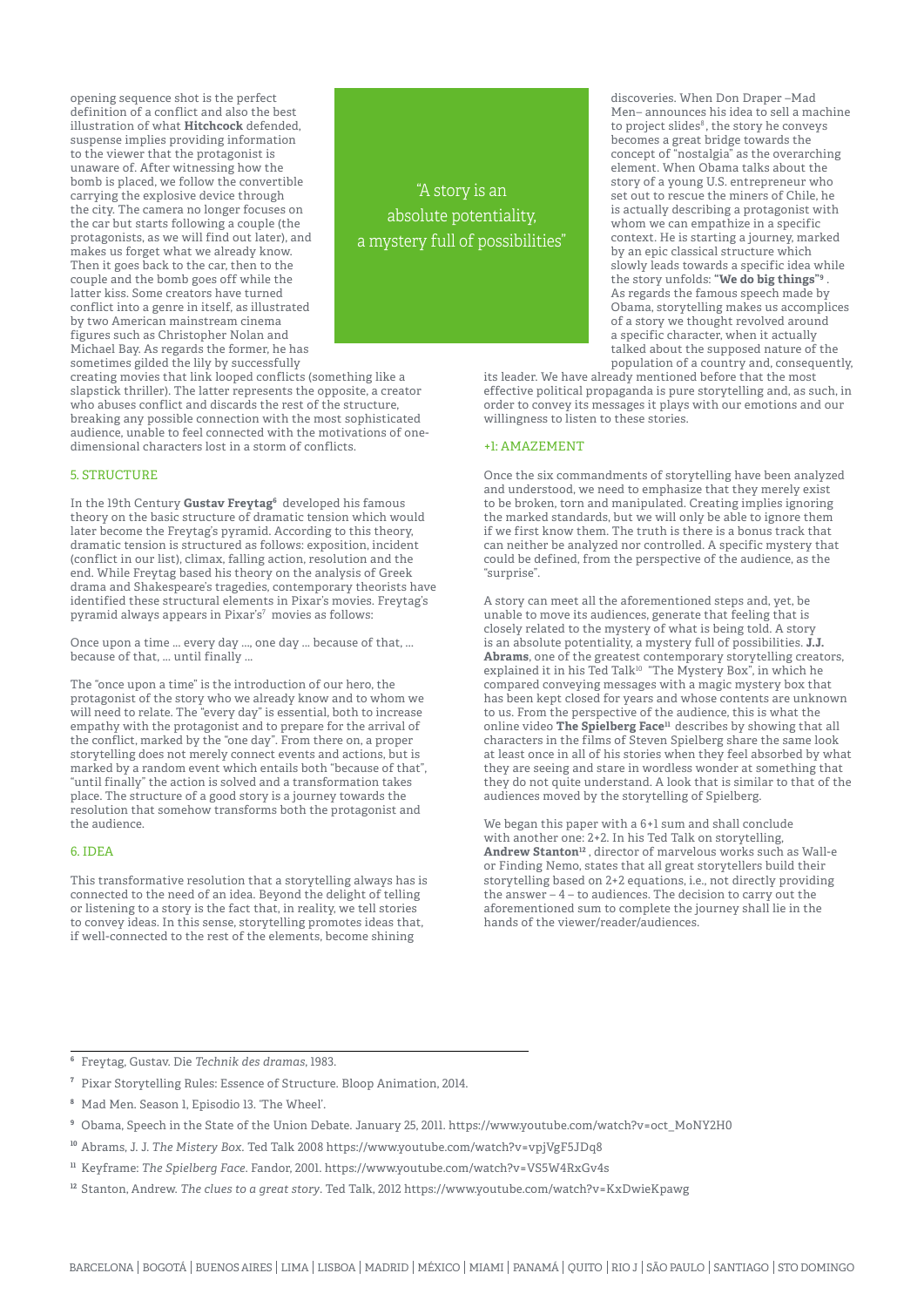opening sequence shot is the perfect definition of a conflict and also the best illustration of what **Hitchcock** defended, suspense implies providing information to the viewer that the protagonist is unaware of. After witnessing how the bomb is placed, we follow the convertible carrying the explosive device through the city. The camera no longer focuses on the car but starts following a couple (the protagonists, as we will find out later), and makes us forget what we already know. Then it goes back to the car, then to the couple and the bomb goes off while the latter kiss. Some creators have turned conflict into a genre in itself, as illustrated by two American mainstream cinema figures such as Christopher Nolan and Michael Bay. As regards the former, he has sometimes gilded the lily by successfully creating movies that link looped conflicts (something like a slapstick thriller). The latter represents the opposite, a creator who abuses conflict and discards the rest of the structure, breaking any possible connection with the most sophisticated audience, unable to feel connected with the motivations of one-dimensional characters lost in a storm of conflicts.

> "A story is an absolute potentiality, a mystery full of possibilities"

## 5. STRUCTURE

In the 19th Century **Gustav Freytag**[6] developed his famous theory on the basic structure of dramatic tension which would later become the Freytag's pyramid. According to this theory, dramatic tension is structured as follows: exposition, incident (conflict in our list), climax, falling action, resolution and the end. While Freytag based his theory on the analysis of Greek drama and Shakespeare's tragedies, contemporary theorists have identified these structural elements in Pixar's movies. Freytag's pyramid always appears in Pixar's[7] movies as follows:

Once upon a time ... every day ..., one day ... because of that, ... because of that, ... until finally ...

The "once upon a time" is the introduction of our hero, the protagonist of the story who we already know and to whom we will need to relate. The "every day" is essential, both to increase empathy with the protagonist and to prepare for the arrival of the conflict, marked by the "one day". From there on, a proper storytelling does not merely connect events and actions, but is marked by a random event which entails both "because of that", "until finally" the action is solved and a transformation takes place. The structure of a good story is a journey towards the resolution that somehow transforms both the protagonist and the audience.

## 6. IDEA

This transformative resolution that a storytelling always has is connected to the need of an idea. Beyond the delight of telling or listening to a story is the fact that, in reality, we tell stories to convey ideas. In this sense, storytelling promotes ideas that, if well-connected to the rest of the elements, become shining discoveries. When Don Draper –Mad Men– announces his idea to sell a machine to project slides[8], the story he conveys becomes a great bridge towards the concept of "nostalgia" as the overarching element. When Obama talks about the story of a young U.S. entrepreneur who set out to rescue the miners of Chile, he is actually describing a protagonist with whom we can empathize in a specific context. He is starting a journey, marked by an epic classical structure which slowly leads towards a specific idea while the story unfolds: **"We do big things"**[9]. As regards the famous speech made by Obama, storytelling makes us accomplices of a story we thought revolved around a specific character, when it actually talked about the supposed nature of the population of a country and, consequently, its leader. We have already mentioned before that the most effective political propaganda is pure storytelling and, as such, in order to convey its messages it plays with our emotions and our willingness to listen to these stories.

## +1: AMAZEMENT

Once the six commandments of storytelling have been analyzed and understood, we need to emphasize that they merely exist to be broken, torn and manipulated. Creating implies ignoring the marked standards, but we will only be able to ignore them if we first know them. The truth is there is a bonus track that can neither be analyzed nor controlled. A specific mystery that could be defined, from the perspective of the audience, as the "surprise".

A story can meet all the aforementioned steps and, yet, be unable to move its audiences, generate that feeling that is closely related to the mystery of what is being told. A story is an absolute potentiality, a mystery full of possibilities. **J.J. Abrams**, one of the greatest contemporary storytelling creators, explained it in his Ted Talk[10] "The Mystery Box", in which he compared conveying messages with a magic mystery box that has been kept closed for years and whose contents are unknown to us. From the perspective of the audience, this is what the online video **The Spielberg Face**[11] describes by showing that all characters in the films of Steven Spielberg share the same look at least once in all of his stories when they feel absorbed by what they are seeing and stare in wordless wonder at something that they do not quite understand. A look that is similar to that of the audiences moved by the storytelling of Spielberg.

We began this paper with a 6+1 sum and shall conclude with another one: 2+2. In his Ted Talk on storytelling, **Andrew Stanton**[12], director of marvelous works such as Wall-e or Finding Nemo, states that all great storytellers build their storytelling based on 2+2 equations, i.e., not directly providing the answer – 4 – to audiences. The decision to carry out the aforementioned sum to complete the journey shall lie in the hands of the viewer/reader/audiences.

---

[6] Freytag, Gustav. Die *Technik des dramas*, 1983.

[7] Pixar Storytelling Rules: Essence of Structure. Bloop Animation, 2014.

[8] Mad Men. Season 1, Episodio 13. 'The Wheel'.

[9] Obama, Speech in the State of the Union Debate. January 25, 2011. https://www.youtube.com/watch?v=oct_MoNY2H0

[10] Abrams, J. J. *The Mistery Box*. Ted Talk 2008 https://www.youtube.com/watch?v=vpjVgF5JDq8

[11] Keyframe: *The Spielberg Face*. Fandor, 2001. https://www.youtube.com/watch?v=VS5W4RxGv4s

[12] Stanton, Andrew. *The clues to a great story*. Ted Talk, 2012 https://www.youtube.com/watch?v=KxDwieKpawg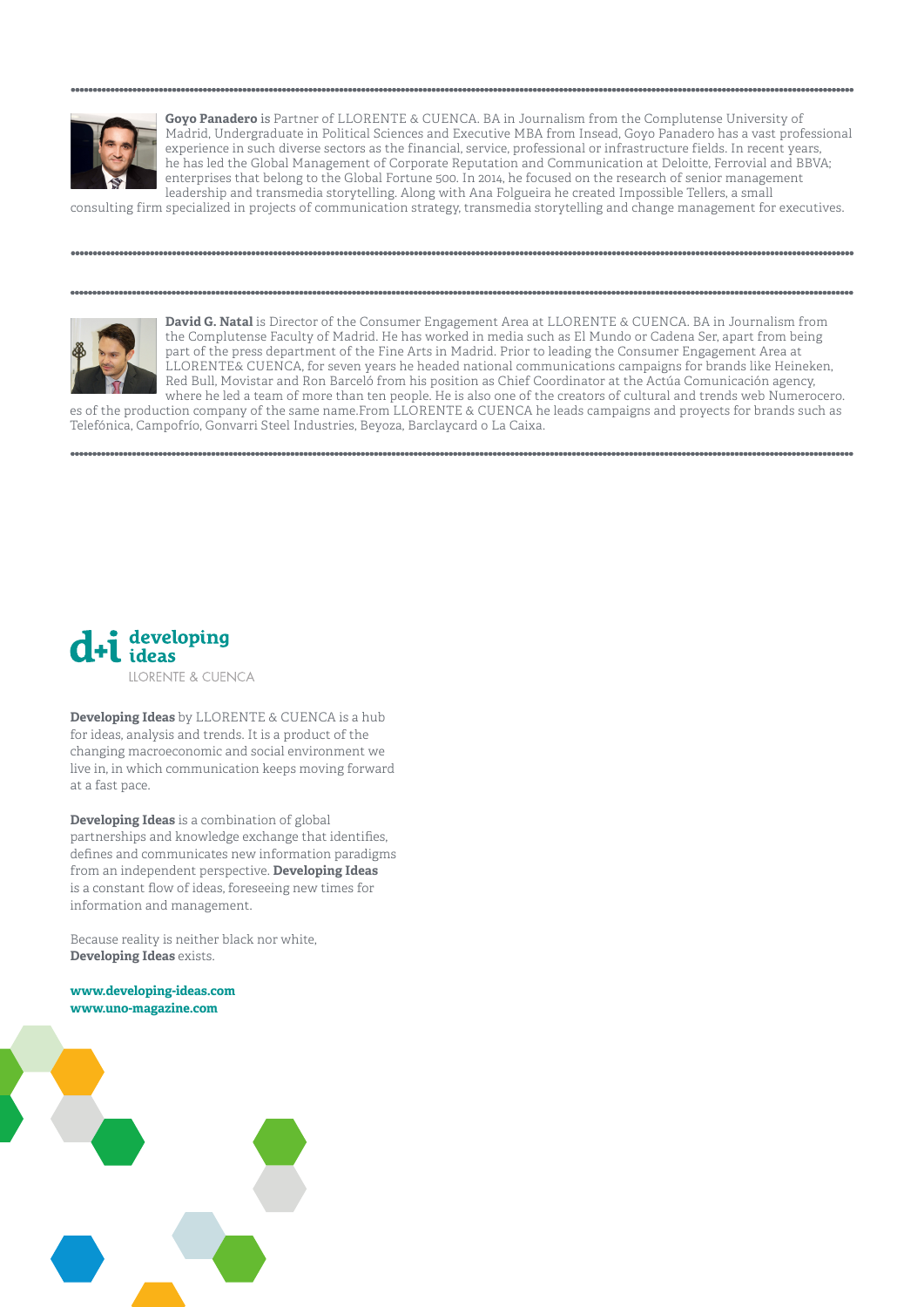**Goyo Panadero** is Partner of LLORENTE & CUENCA. BA in Journalism from the Complutense University of Madrid, Undergraduate in Political Sciences and Executive MBA from Insead, Goyo Panadero has a vast professional experience in such diverse sectors as the financial, service, professional or infrastructure fields. In recent years, he has led the Global Management of Corporate Reputation and Communication at Deloitte, Ferrovial and BBVA; enterprises that belong to the Global Fortune 500. In 2014, he focused on the research of senior management leadership and transmedia storytelling. Along with Ana Folgueira he created Impossible Tellers, a small consulting firm specialized in projects of communication strategy, transmedia storytelling and change management for executives.

**David G. Natal** is Director of the Consumer Engagement Area at LLORENTE & CUENCA. BA in Journalism from the Complutense Faculty of Madrid. He has worked in media such as El Mundo or Cadena Ser, apart from being part of the press department of the Fine Arts in Madrid. Prior to leading the Consumer Engagement Area at LLORENTE& CUENCA, for seven years he headed national communications campaigns for brands like Heineken, Red Bull, Movistar and Ron Barceló from his position as Chief Coordinator at the Actúa Comunicación agency, where he led a team of more than ten people. He is also one of the creators of cultural and trends web Numerocero. es of the production company of the same name.From LLORENTE & CUENCA he leads campaigns and proyects for brands such as Telefónica, Campofrío, Gonvarri Steel Industries, Beyoza, Barclaycard o La Caixa.

d+i developing ideas
LLORENTE & CUENCA

**Developing Ideas** by LLORENTE & CUENCA is a hub for ideas, analysis and trends. It is a product of the changing macroeconomic and social environment we live in, in which communication keeps moving forward at a fast pace.

**Developing Ideas** is a combination of global partnerships and knowledge exchange that identifies, defines and communicates new information paradigms from an independent perspective. **Developing Ideas** is a constant flow of ideas, foreseeing new times for information and management.

Because reality is neither black nor white, **Developing Ideas** exists.

**www.developing-ideas.com**
**www.uno-magazine.com**